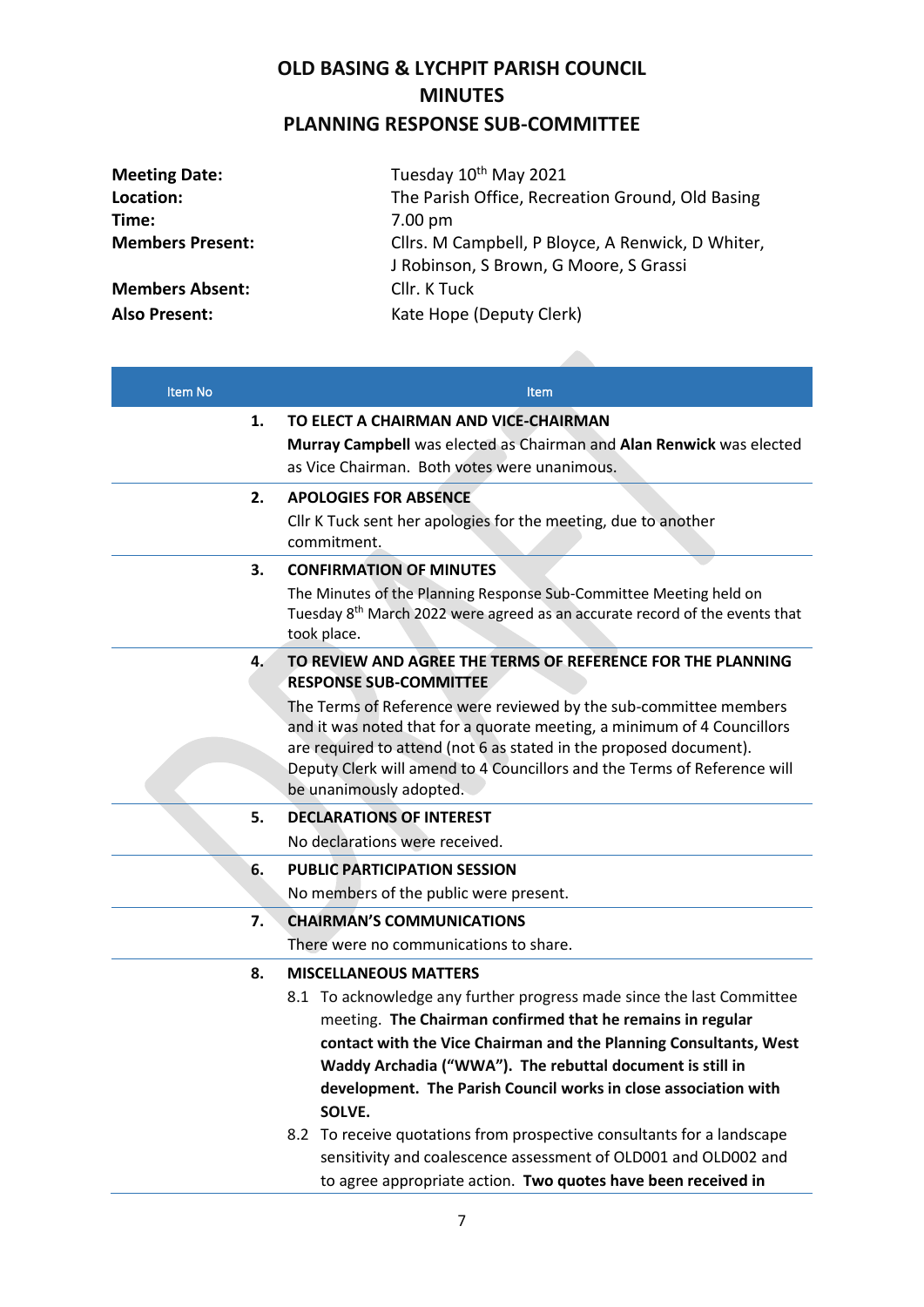# OLD BASING & LYCHPIT PARISH COUNCIL
# MINUTES
# PLANNING RESPONSE SUB-COMMITTEE

| | |
|---|---|
| **Meeting Date:** | Tuesday 10th May 2021 |
| **Location:** | The Parish Office, Recreation Ground, Old Basing |
| **Time:** | 7.00 pm |
| **Members Present:** | Cllrs. M Campbell, P Bloyce, A Renwick, D Whiter, J Robinson, S Brown, G Moore, S Grassi |
| **Members Absent:** | Cllr. K Tuck |
| **Also Present:** | Kate Hope (Deputy Clerk) |

| Item No | Item |
|---|---|
| **1.** | **TO ELECT A CHAIRMAN AND VICE-CHAIRMAN**<br>**Murray Campbell** was elected as Chairman and **Alan Renwick** was elected as Vice Chairman. Both votes were unanimous. |
| **2.** | **APOLOGIES FOR ABSENCE**<br>Cllr K Tuck sent her apologies for the meeting, due to another commitment. |
| **3.** | **CONFIRMATION OF MINUTES**<br>The Minutes of the Planning Response Sub-Committee Meeting held on Tuesday 8th March 2022 were agreed as an accurate record of the events that took place. |
| **4.** | **TO REVIEW AND AGREE THE TERMS OF REFERENCE FOR THE PLANNING RESPONSE SUB-COMMITTEE**<br>The Terms of Reference were reviewed by the sub-committee members and it was noted that for a quorate meeting, a minimum of 4 Councillors are required to attend (not 6 as stated in the proposed document). Deputy Clerk will amend to 4 Councillors and the Terms of Reference will be unanimously adopted. |
| **5.** | **DECLARATIONS OF INTEREST**<br>No declarations were received. |
| **6.** | **PUBLIC PARTICIPATION SESSION**<br>No members of the public were present. |
| **7.** | **CHAIRMAN'S COMMUNICATIONS**<br>There were no communications to share. |
| **8.** | **MISCELLANEOUS MATTERS**<br>8.1 To acknowledge any further progress made since the last Committee meeting. **The Chairman confirmed that he remains in regular contact with the Vice Chairman and the Planning Consultants, West Waddy Archadia ("WWA"). The rebuttal document is still in development. The Parish Council works in close association with SOLVE.**<br>8.2 To receive quotations from prospective consultants for a landscape sensitivity and coalescence assessment of OLD001 and OLD002 and to agree appropriate action. **Two quotes have been received in** |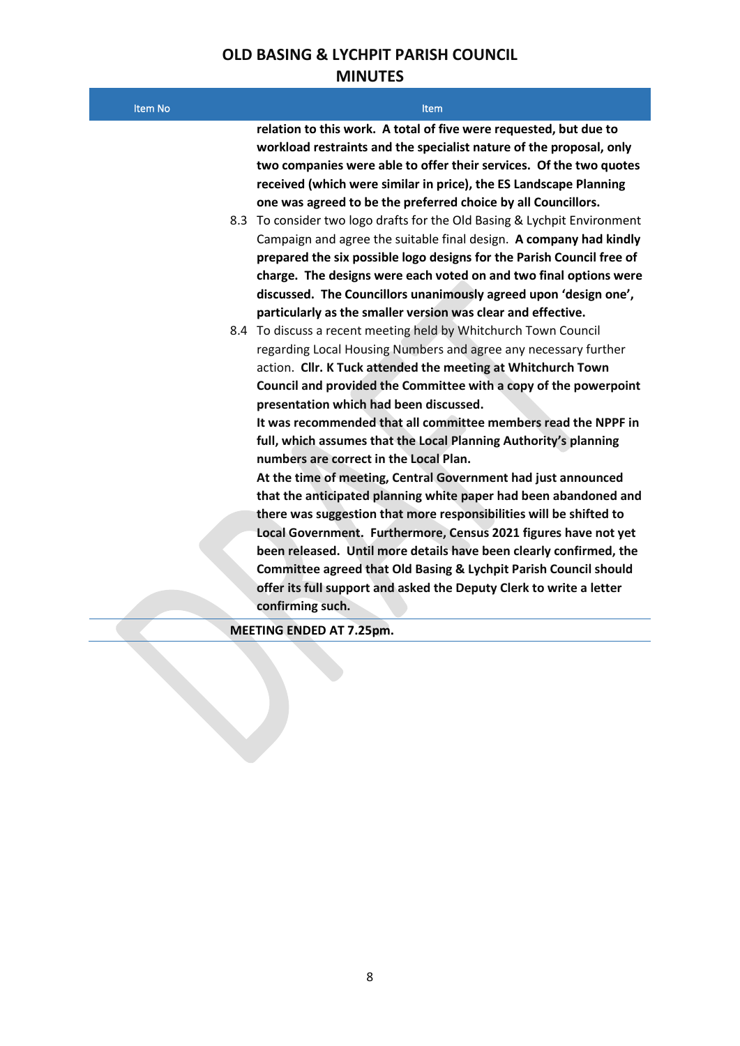# OLD BASING & LYCHPIT PARISH COUNCIL
## MINUTES

| Item No | Item |
|---|---|
| | **relation to this work. A total of five were requested, but due to workload restraints and the specialist nature of the proposal, only two companies were able to offer their services. Of the two quotes received (which were similar in price), the ES Landscape Planning one was agreed to be the preferred choice by all Councillors.** |
| 8.3 | To consider two logo drafts for the Old Basing & Lychpit Environment Campaign and agree the suitable final design. **A company had kindly prepared the six possible logo designs for the Parish Council free of charge. The designs were each voted on and two final options were discussed. The Councillors unanimously agreed upon 'design one', particularly as the smaller version was clear and effective.** |
| 8.4 | To discuss a recent meeting held by Whitchurch Town Council regarding Local Housing Numbers and agree any necessary further action. **Cllr. K Tuck attended the meeting at Whitchurch Town Council and provided the Committee with a copy of the powerpoint presentation which had been discussed.**<br>**It was recommended that all committee members read the NPPF in full, which assumes that the Local Planning Authority's planning numbers are correct in the Local Plan.**<br>**At the time of meeting, Central Government had just announced that the anticipated planning white paper had been abandoned and there was suggestion that more responsibilities will be shifted to Local Government. Furthermore, Census 2021 figures have not yet been released. Until more details have been clearly confirmed, the Committee agreed that Old Basing & Lychpit Parish Council should offer its full support and asked the Deputy Clerk to write a letter confirming such.** |
| | **MEETING ENDED AT 7.25pm.** |